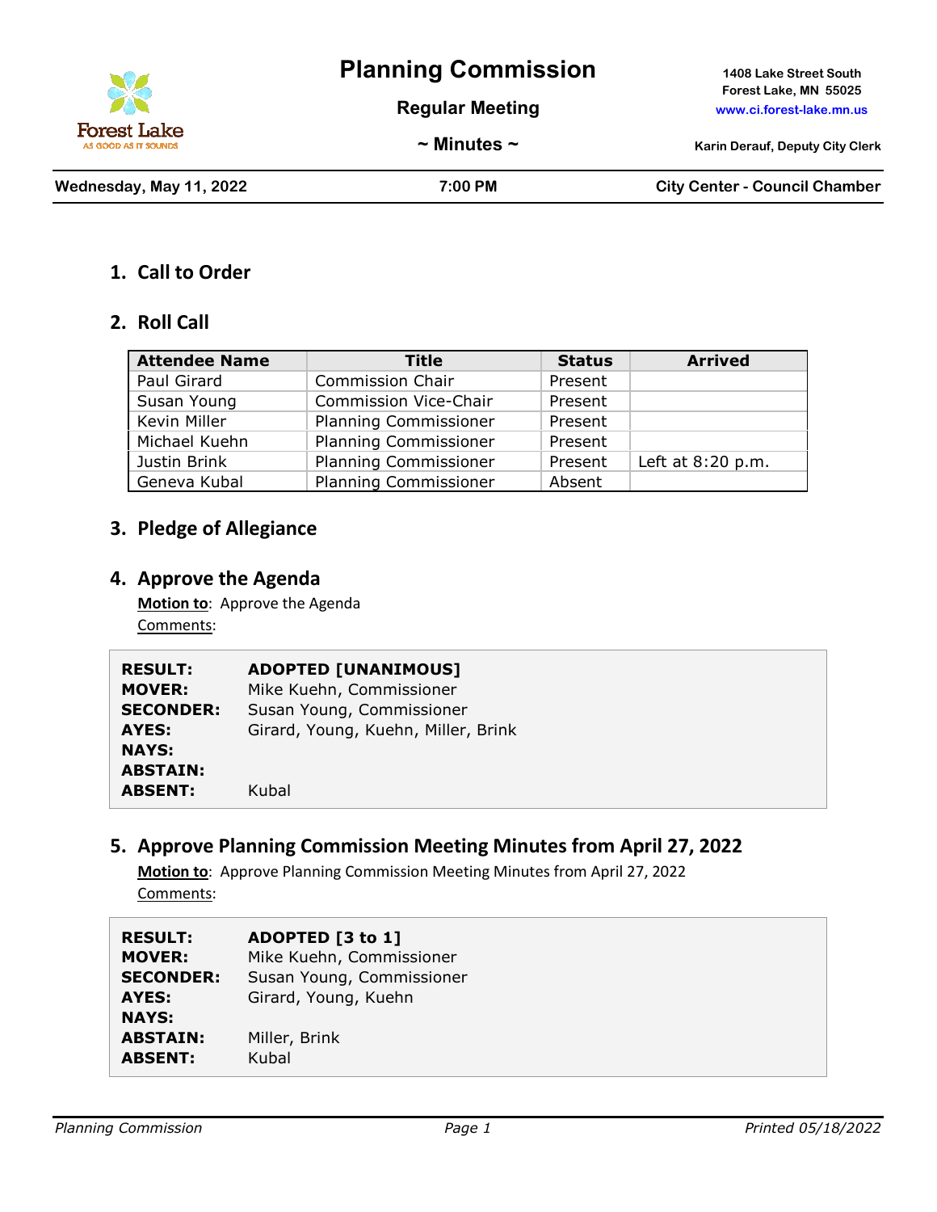# Planning Commission

**Regular Meeting**

**~ Minutes ~**

1408 Lake Street South
Forest Lake, MN 55025
www.ci.forest-lake.mn.us

Karin Derauf, Deputy City Clerk

| Wednesday, May 11, 2022 | 7:00 PM | City Center - Council Chamber |
|---|---|---|

## 1. Call to Order

## 2. Roll Call

| Attendee Name | Title | Status | Arrived |
|---|---|---|---|
| Paul Girard | Commission Chair | Present | |
| Susan Young | Commission Vice-Chair | Present | |
| Kevin Miller | Planning Commissioner | Present | |
| Michael Kuehn | Planning Commissioner | Present | |
| Justin Brink | Planning Commissioner | Present | Left at 8:20 p.m. |
| Geneva Kubal | Planning Commissioner | Absent | |

## 3. Pledge of Allegiance

## 4. Approve the Agenda

**Motion to**: Approve the Agenda
Comments:

| | |
|---|---|
| **RESULT:** | **ADOPTED [UNANIMOUS]** |
| **MOVER:** | Mike Kuehn, Commissioner |
| **SECONDER:** | Susan Young, Commissioner |
| **AYES:** | Girard, Young, Kuehn, Miller, Brink |
| **NAYS:** | |
| **ABSTAIN:** | |
| **ABSENT:** | Kubal |

## 5. Approve Planning Commission Meeting Minutes from April 27, 2022

**Motion to**: Approve Planning Commission Meeting Minutes from April 27, 2022
Comments:

| | |
|---|---|
| **RESULT:** | **ADOPTED [3 to 1]** |
| **MOVER:** | Mike Kuehn, Commissioner |
| **SECONDER:** | Susan Young, Commissioner |
| **AYES:** | Girard, Young, Kuehn |
| **NAYS:** | |
| **ABSTAIN:** | Miller, Brink |
| **ABSENT:** | Kubal |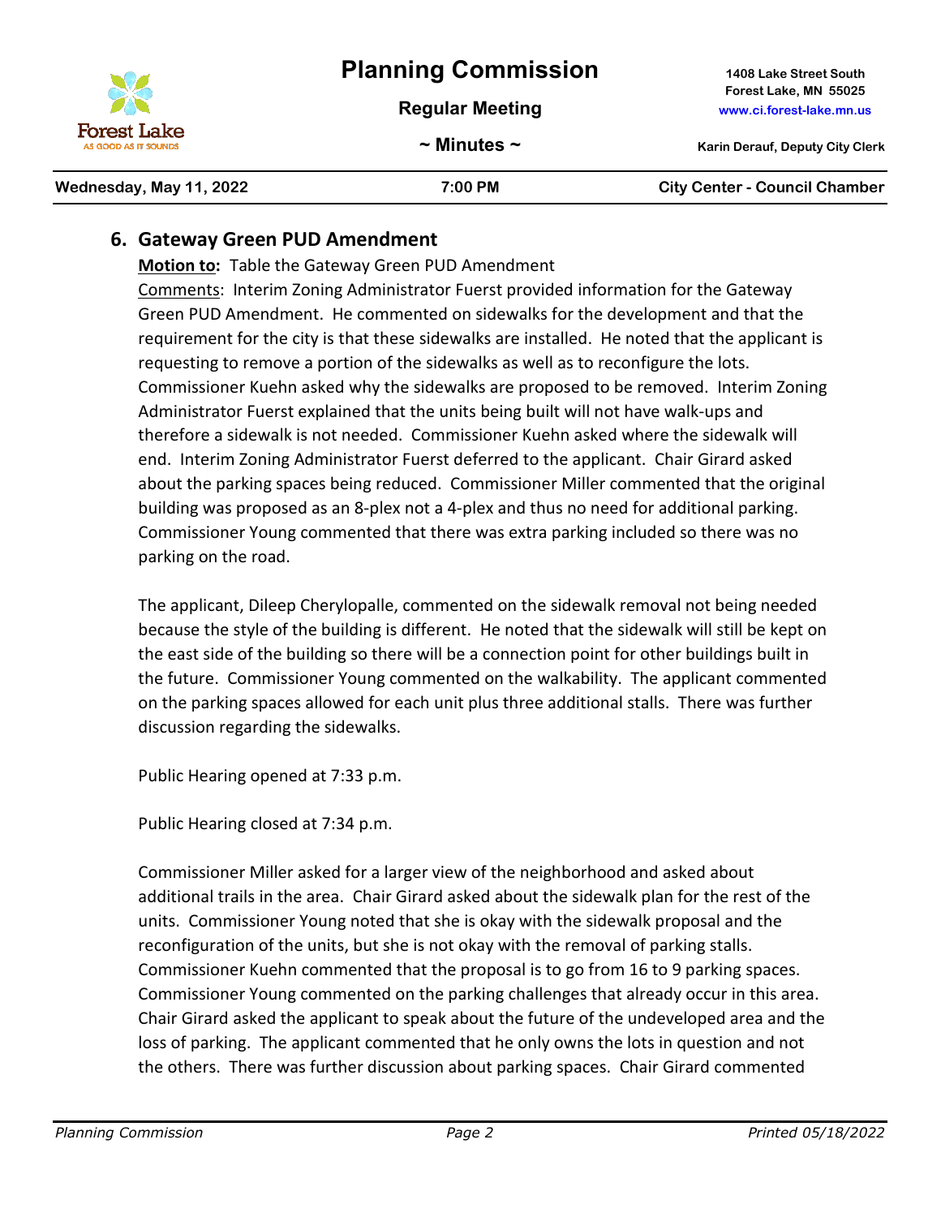## 6. Gateway Green PUD Amendment

**Motion to:** Table the Gateway Green PUD Amendment

Comments: Interim Zoning Administrator Fuerst provided information for the Gateway Green PUD Amendment. He commented on sidewalks for the development and that the requirement for the city is that these sidewalks are installed. He noted that the applicant is requesting to remove a portion of the sidewalks as well as to reconfigure the lots. Commissioner Kuehn asked why the sidewalks are proposed to be removed. Interim Zoning Administrator Fuerst explained that the units being built will not have walk-ups and therefore a sidewalk is not needed. Commissioner Kuehn asked where the sidewalk will end. Interim Zoning Administrator Fuerst deferred to the applicant. Chair Girard asked about the parking spaces being reduced. Commissioner Miller commented that the original building was proposed as an 8-plex not a 4-plex and thus no need for additional parking. Commissioner Young commented that there was extra parking included so there was no parking on the road.

The applicant, Dileep Cherylopalle, commented on the sidewalk removal not being needed because the style of the building is different. He noted that the sidewalk will still be kept on the east side of the building so there will be a connection point for other buildings built in the future. Commissioner Young commented on the walkability. The applicant commented on the parking spaces allowed for each unit plus three additional stalls. There was further discussion regarding the sidewalks.

Public Hearing opened at 7:33 p.m.

Public Hearing closed at 7:34 p.m.

Commissioner Miller asked for a larger view of the neighborhood and asked about additional trails in the area. Chair Girard asked about the sidewalk plan for the rest of the units. Commissioner Young noted that she is okay with the sidewalk proposal and the reconfiguration of the units, but she is not okay with the removal of parking stalls. Commissioner Kuehn commented that the proposal is to go from 16 to 9 parking spaces. Commissioner Young commented on the parking challenges that already occur in this area. Chair Girard asked the applicant to speak about the future of the undeveloped area and the loss of parking. The applicant commented that he only owns the lots in question and not the others. There was further discussion about parking spaces. Chair Girard commented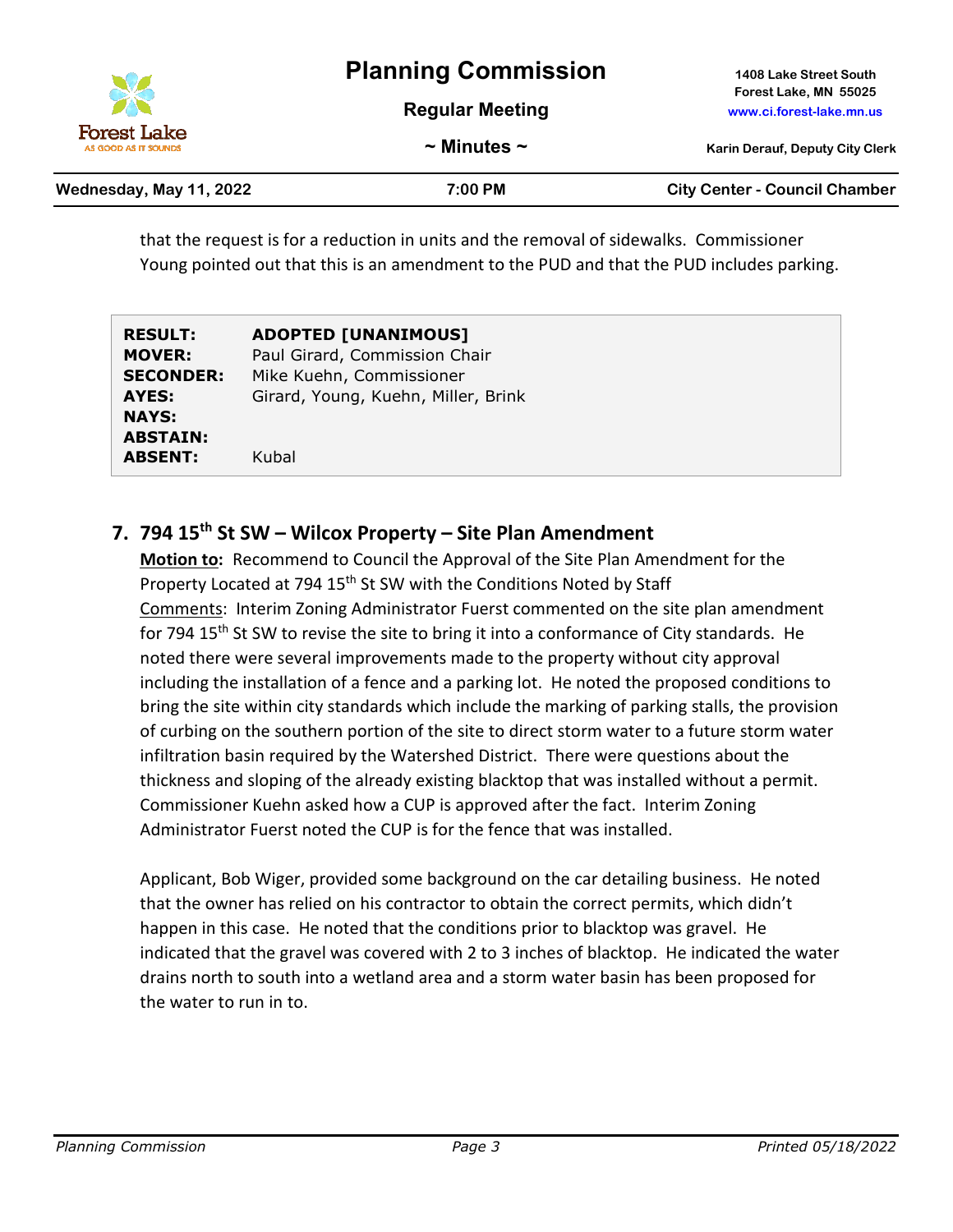that the request is for a reduction in units and the removal of sidewalks. Commissioner Young pointed out that this is an amendment to the PUD and that the PUD includes parking.

| | |
|---|---|
| **RESULT:** | **ADOPTED [UNANIMOUS]** |
| **MOVER:** | Paul Girard, Commission Chair |
| **SECONDER:** | Mike Kuehn, Commissioner |
| **AYES:** | Girard, Young, Kuehn, Miller, Brink |
| **NAYS:** | |
| **ABSTAIN:** | |
| **ABSENT:** | Kubal |

## 7. 794 15th St SW – Wilcox Property – Site Plan Amendment

**Motion to:** Recommend to Council the Approval of the Site Plan Amendment for the Property Located at 794 15th St SW with the Conditions Noted by Staff

Comments: Interim Zoning Administrator Fuerst commented on the site plan amendment for 794 15th St SW to revise the site to bring it into a conformance of City standards. He noted there were several improvements made to the property without city approval including the installation of a fence and a parking lot. He noted the proposed conditions to bring the site within city standards which include the marking of parking stalls, the provision of curbing on the southern portion of the site to direct storm water to a future storm water infiltration basin required by the Watershed District. There were questions about the thickness and sloping of the already existing blacktop that was installed without a permit. Commissioner Kuehn asked how a CUP is approved after the fact. Interim Zoning Administrator Fuerst noted the CUP is for the fence that was installed.

Applicant, Bob Wiger, provided some background on the car detailing business. He noted that the owner has relied on his contractor to obtain the correct permits, which didn't happen in this case. He noted that the conditions prior to blacktop was gravel. He indicated that the gravel was covered with 2 to 3 inches of blacktop. He indicated the water drains north to south into a wetland area and a storm water basin has been proposed for the water to run in to.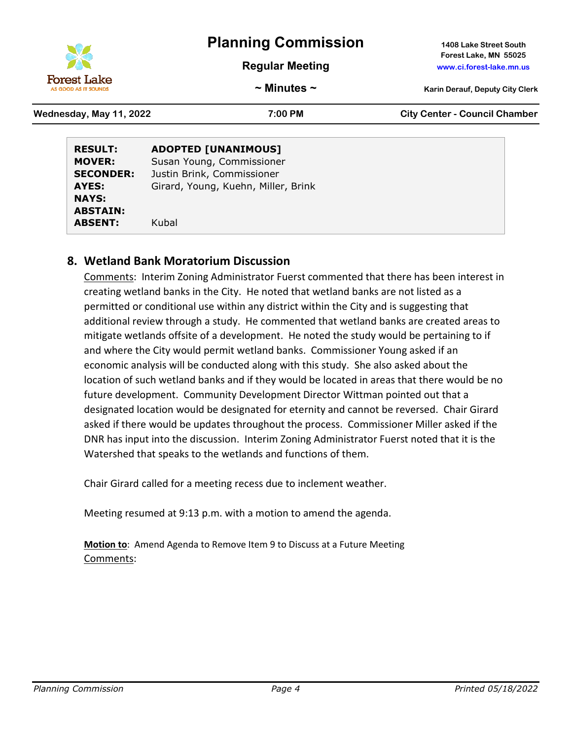| | |
|---|---|
| **RESULT:** | **ADOPTED [UNANIMOUS]** |
| **MOVER:** | Susan Young, Commissioner |
| **SECONDER:** | Justin Brink, Commissioner |
| **AYES:** | Girard, Young, Kuehn, Miller, Brink |
| **NAYS:** | |
| **ABSTAIN:** | |
| **ABSENT:** | Kubal |

## 8. Wetland Bank Moratorium Discussion

Comments: Interim Zoning Administrator Fuerst commented that there has been interest in creating wetland banks in the City. He noted that wetland banks are not listed as a permitted or conditional use within any district within the City and is suggesting that additional review through a study. He commented that wetland banks are created areas to mitigate wetlands offsite of a development. He noted the study would be pertaining to if and where the City would permit wetland banks. Commissioner Young asked if an economic analysis will be conducted along with this study. She also asked about the location of such wetland banks and if they would be located in areas that there would be no future development. Community Development Director Wittman pointed out that a designated location would be designated for eternity and cannot be reversed. Chair Girard asked if there would be updates throughout the process. Commissioner Miller asked if the DNR has input into the discussion. Interim Zoning Administrator Fuerst noted that it is the Watershed that speaks to the wetlands and functions of them.

Chair Girard called for a meeting recess due to inclement weather.

Meeting resumed at 9:13 p.m. with a motion to amend the agenda.

**Motion to**: Amend Agenda to Remove Item 9 to Discuss at a Future Meeting
Comments: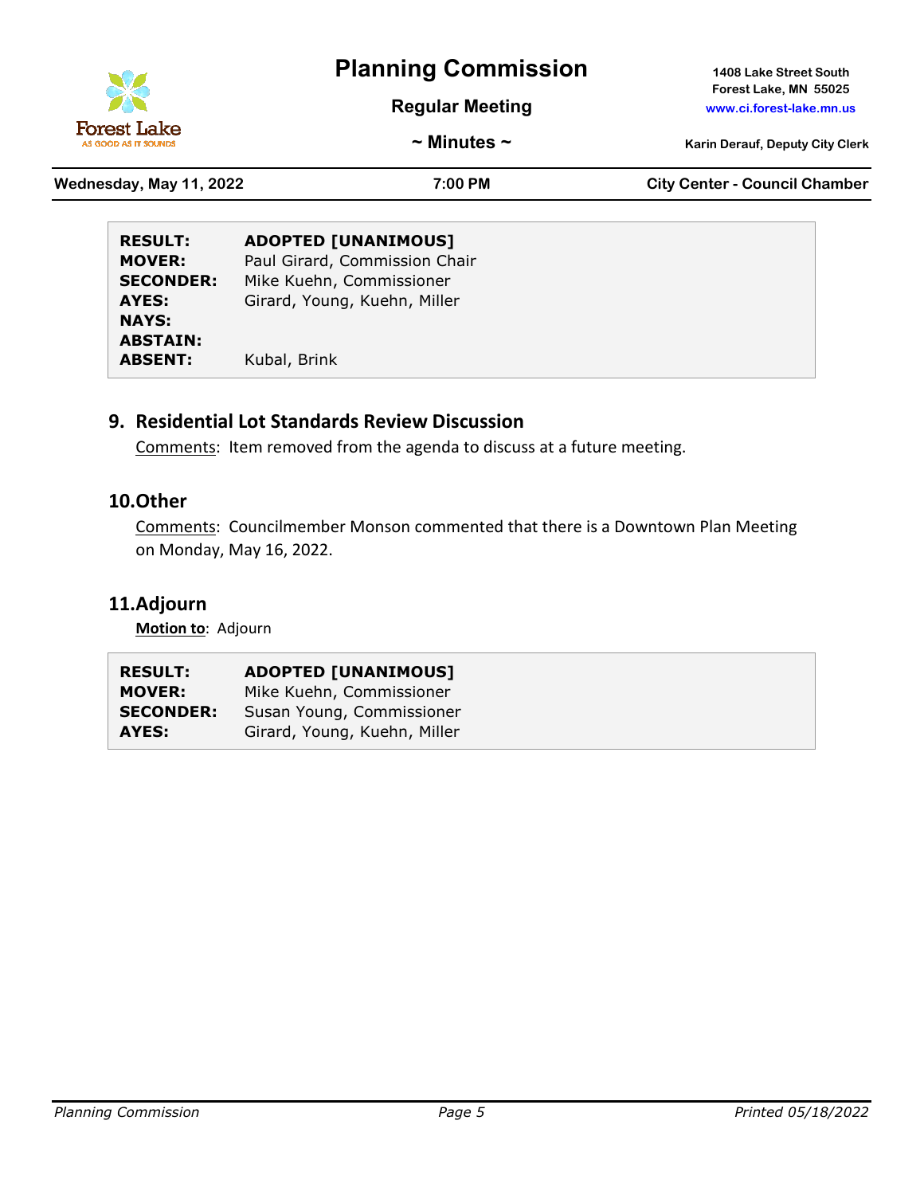| | |
|---|---|
| **RESULT:** | **ADOPTED [UNANIMOUS]** |
| **MOVER:** | Paul Girard, Commission Chair |
| **SECONDER:** | Mike Kuehn, Commissioner |
| **AYES:** | Girard, Young, Kuehn, Miller |
| **NAYS:** | |
| **ABSTAIN:** | |
| **ABSENT:** | Kubal, Brink |

## 9. Residential Lot Standards Review Discussion

Comments: Item removed from the agenda to discuss at a future meeting.

## 10. Other

Comments: Councilmember Monson commented that there is a Downtown Plan Meeting on Monday, May 16, 2022.

## 11. Adjourn

**Motion to**: Adjourn

| | |
|---|---|
| **RESULT:** | **ADOPTED [UNANIMOUS]** |
| **MOVER:** | Mike Kuehn, Commissioner |
| **SECONDER:** | Susan Young, Commissioner |
| **AYES:** | Girard, Young, Kuehn, Miller |